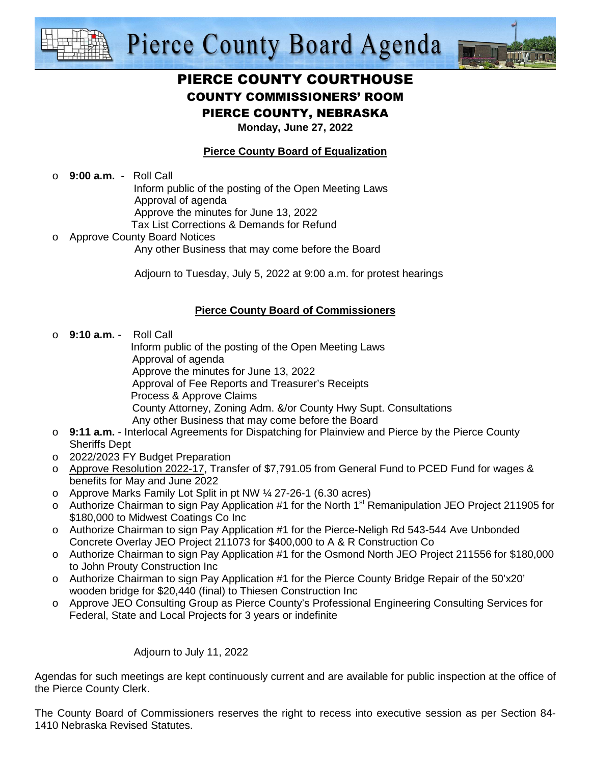# Pierce County Board Agenda

## PIERCE COUNTY COURTHOUSE
## COUNTY COMMISSIONERS' ROOM
## PIERCE COUNTY, NEBRASKA

**Monday, June 27, 2022**

### Pierce County Board of Equalization

- **9:00 a.m.** - Roll Call
  Inform public of the posting of the Open Meeting Laws
  Approval of agenda
  Approve the minutes for June 13, 2022
  Tax List Corrections & Demands for Refund
- Approve County Board Notices
  Any other Business that may come before the Board

  Adjourn to Tuesday, July 5, 2022 at 9:00 a.m. for protest hearings

### Pierce County Board of Commissioners

- **9:10 a.m.** - Roll Call
  Inform public of the posting of the Open Meeting Laws
  Approval of agenda
  Approve the minutes for June 13, 2022
  Approval of Fee Reports and Treasurer's Receipts
  Process & Approve Claims
  County Attorney, Zoning Adm. &/or County Hwy Supt. Consultations
  Any other Business that may come before the Board
- **9:11 a.m.** - Interlocal Agreements for Dispatching for Plainview and Pierce by the Pierce County Sheriffs Dept
- 2022/2023 FY Budget Preparation
- Approve Resolution 2022-17, Transfer of $7,791.05 from General Fund to PCED Fund for wages & benefits for May and June 2022
- Approve Marks Family Lot Split in pt NW ¼ 27-26-1 (6.30 acres)
- Authorize Chairman to sign Pay Application #1 for the North 1st Remanipulation JEO Project 211905 for $180,000 to Midwest Coatings Co Inc
- Authorize Chairman to sign Pay Application #1 for the Pierce-Neligh Rd 543-544 Ave Unbonded Concrete Overlay JEO Project 211073 for $400,000 to A & R Construction Co
- Authorize Chairman to sign Pay Application #1 for the Osmond North JEO Project 211556 for $180,000 to John Prouty Construction Inc
- Authorize Chairman to sign Pay Application #1 for the Pierce County Bridge Repair of the 50'x20' wooden bridge for $20,440 (final) to Thiesen Construction Inc
- Approve JEO Consulting Group as Pierce County's Professional Engineering Consulting Services for Federal, State and Local Projects for 3 years or indefinite

  Adjourn to July 11, 2022

Agendas for such meetings are kept continuously current and are available for public inspection at the office of the Pierce County Clerk.

The County Board of Commissioners reserves the right to recess into executive session as per Section 84-1410 Nebraska Revised Statutes.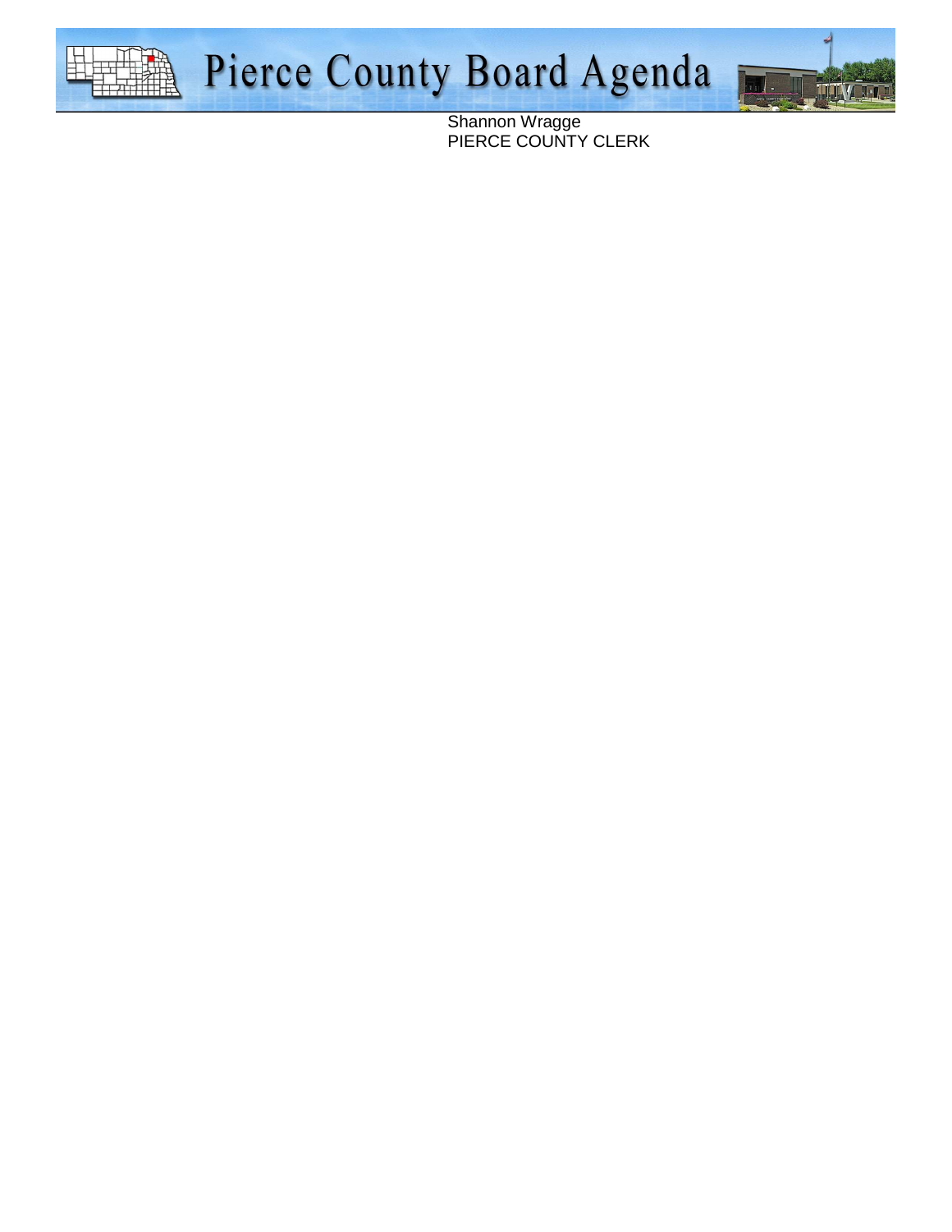# Pierce County Board Agenda

Shannon Wragge
PIERCE COUNTY CLERK